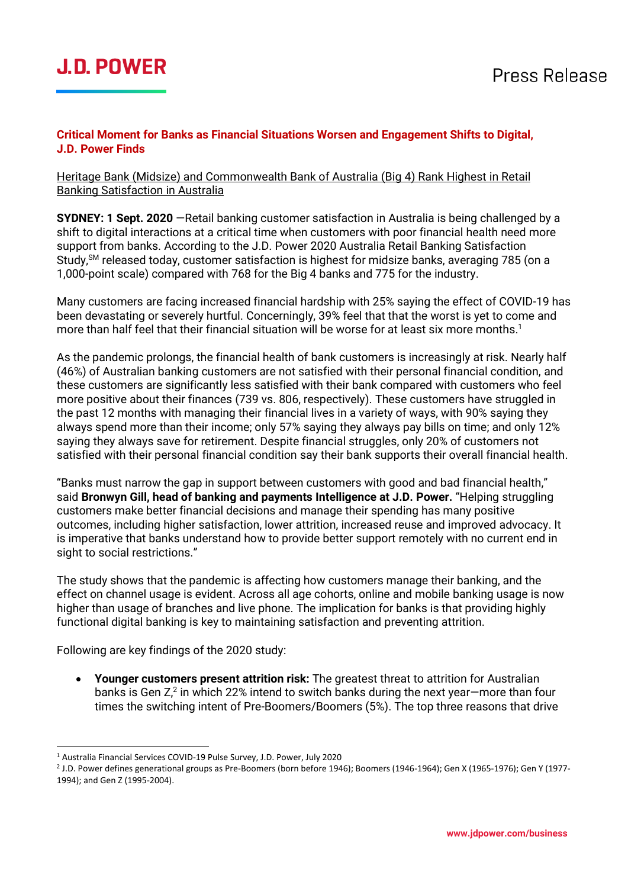**J.D. POWER**

Press Release

## Critical Moment for Banks as Financial Situations Worsen and Engagement Shifts to Digital, J.D. Power Finds

Heritage Bank (Midsize) and Commonwealth Bank of Australia (Big 4) Rank Highest in Retail Banking Satisfaction in Australia

**SYDNEY: 1 Sept. 2020** —Retail banking customer satisfaction in Australia is being challenged by a shift to digital interactions at a critical time when customers with poor financial health need more support from banks. According to the J.D. Power 2020 Australia Retail Banking Satisfaction Study,SM released today, customer satisfaction is highest for midsize banks, averaging 785 (on a 1,000-point scale) compared with 768 for the Big 4 banks and 775 for the industry.

Many customers are facing increased financial hardship with 25% saying the effect of COVID-19 has been devastating or severely hurtful. Concerningly, 39% feel that that the worst is yet to come and more than half feel that their financial situation will be worse for at least six more months.[1]

As the pandemic prolongs, the financial health of bank customers is increasingly at risk. Nearly half (46%) of Australian banking customers are not satisfied with their personal financial condition, and these customers are significantly less satisfied with their bank compared with customers who feel more positive about their finances (739 vs. 806, respectively). These customers have struggled in the past 12 months with managing their financial lives in a variety of ways, with 90% saying they always spend more than their income; only 57% saying they always pay bills on time; and only 12% saying they always save for retirement. Despite financial struggles, only 20% of customers not satisfied with their personal financial condition say their bank supports their overall financial health.

"Banks must narrow the gap in support between customers with good and bad financial health," said **Bronwyn Gill, head of banking and payments Intelligence at J.D. Power.** "Helping struggling customers make better financial decisions and manage their spending has many positive outcomes, including higher satisfaction, lower attrition, increased reuse and improved advocacy. It is imperative that banks understand how to provide better support remotely with no current end in sight to social restrictions."

The study shows that the pandemic is affecting how customers manage their banking, and the effect on channel usage is evident. Across all age cohorts, online and mobile banking usage is now higher than usage of branches and live phone. The implication for banks is that providing highly functional digital banking is key to maintaining satisfaction and preventing attrition.

Following are key findings of the 2020 study:

- **Younger customers present attrition risk:** The greatest threat to attrition for Australian banks is Gen Z,[2] in which 22% intend to switch banks during the next year—more than four times the switching intent of Pre-Boomers/Boomers (5%). The top three reasons that drive

---

[1] Australia Financial Services COVID-19 Pulse Survey, J.D. Power, July 2020

[2] J.D. Power defines generational groups as Pre-Boomers (born before 1946); Boomers (1946-1964); Gen X (1965-1976); Gen Y (1977-1994); and Gen Z (1995-2004).

www.jdpower.com/business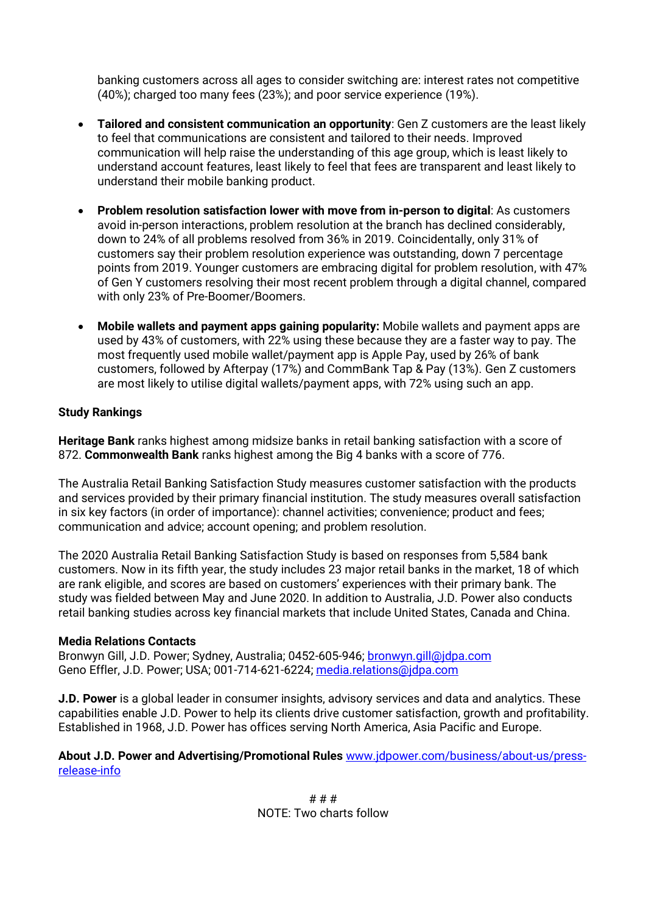banking customers across all ages to consider switching are: interest rates not competitive (40%); charged too many fees (23%); and poor service experience (19%).

- **Tailored and consistent communication an opportunity**: Gen Z customers are the least likely to feel that communications are consistent and tailored to their needs. Improved communication will help raise the understanding of this age group, which is least likely to understand account features, least likely to feel that fees are transparent and least likely to understand their mobile banking product.

- **Problem resolution satisfaction lower with move from in-person to digital**: As customers avoid in-person interactions, problem resolution at the branch has declined considerably, down to 24% of all problems resolved from 36% in 2019. Coincidentally, only 31% of customers say their problem resolution experience was outstanding, down 7 percentage points from 2019. Younger customers are embracing digital for problem resolution, with 47% of Gen Y customers resolving their most recent problem through a digital channel, compared with only 23% of Pre-Boomer/Boomers.

- **Mobile wallets and payment apps gaining popularity:** Mobile wallets and payment apps are used by 43% of customers, with 22% using these because they are a faster way to pay. The most frequently used mobile wallet/payment app is Apple Pay, used by 26% of bank customers, followed by Afterpay (17%) and CommBank Tap & Pay (13%). Gen Z customers are most likely to utilise digital wallets/payment apps, with 72% using such an app.

**Study Rankings**

**Heritage Bank** ranks highest among midsize banks in retail banking satisfaction with a score of 872. **Commonwealth Bank** ranks highest among the Big 4 banks with a score of 776.

The Australia Retail Banking Satisfaction Study measures customer satisfaction with the products and services provided by their primary financial institution. The study measures overall satisfaction in six key factors (in order of importance): channel activities; convenience; product and fees; communication and advice; account opening; and problem resolution.

The 2020 Australia Retail Banking Satisfaction Study is based on responses from 5,584 bank customers. Now in its fifth year, the study includes 23 major retail banks in the market, 18 of which are rank eligible, and scores are based on customers' experiences with their primary bank. The study was fielded between May and June 2020. In addition to Australia, J.D. Power also conducts retail banking studies across key financial markets that include United States, Canada and China.

**Media Relations Contacts**
Bronwyn Gill, J.D. Power; Sydney, Australia; 0452-605-946; bronwyn.gill@jdpa.com
Geno Effler, J.D. Power; USA; 001-714-621-6224; media.relations@jdpa.com

**J.D. Power** is a global leader in consumer insights, advisory services and data and analytics. These capabilities enable J.D. Power to help its clients drive customer satisfaction, growth and profitability. Established in 1968, J.D. Power has offices serving North America, Asia Pacific and Europe.

**About J.D. Power and Advertising/Promotional Rules** www.jdpower.com/business/about-us/press-release-info

# # #

NOTE: Two charts follow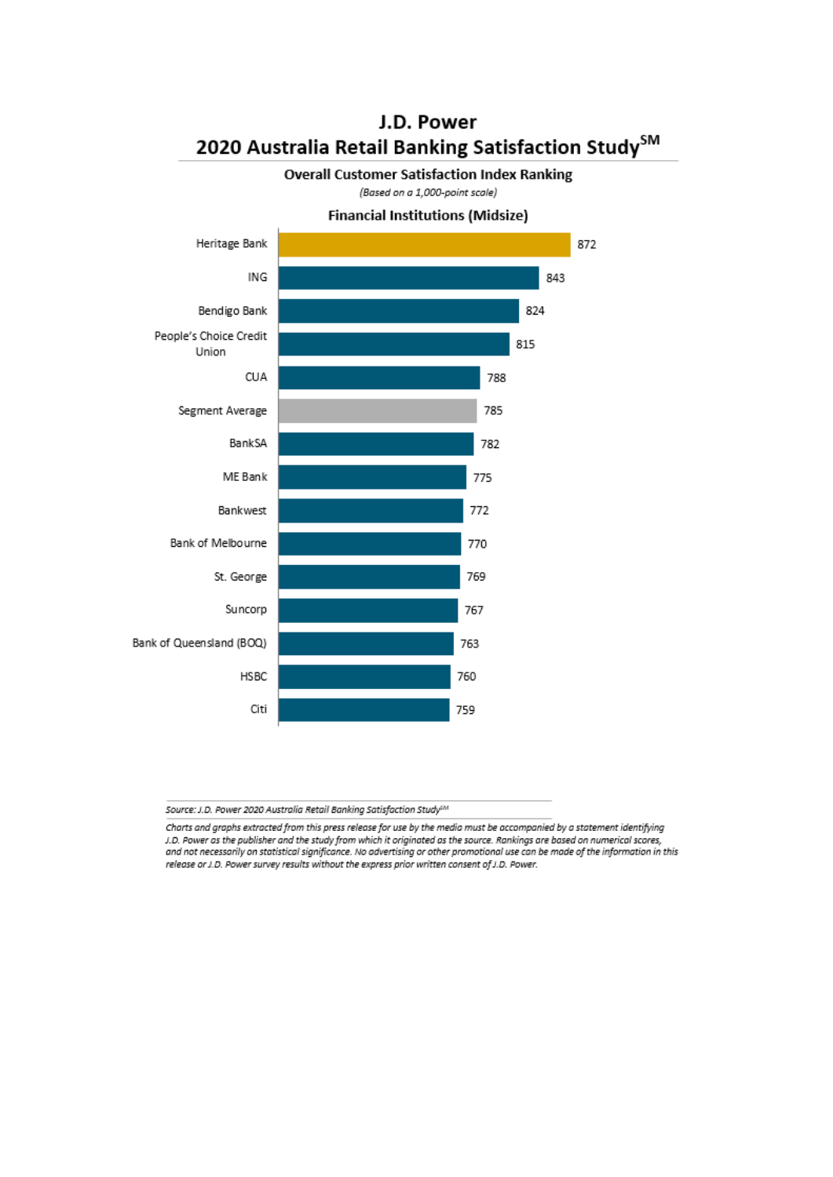# J.D. Power
## 2020 Australia Retail Banking Satisfaction Study℠

### Overall Customer Satisfaction Index Ranking

*(Based on a 1,000-point scale)*

### Financial Institutions (Midsize)

| Financial Institution | Score |
|---|---|
| Heritage Bank | 872 |
| ING | 843 |
| Bendigo Bank | 824 |
| People's Choice Credit Union | 815 |
| CUA | 788 |
| Segment Average | 785 |
| BankSA | 782 |
| ME Bank | 775 |
| Bankwest | 772 |
| Bank of Melbourne | 770 |
| St. George | 769 |
| Suncorp | 767 |
| Bank of Queensland (BOQ) | 763 |
| HSBC | 760 |
| Citi | 759 |

*Source: J.D. Power 2020 Australia Retail Banking Satisfaction Study℠*

*Charts and graphs extracted from this press release for use by the media must be accompanied by a statement identifying J.D. Power as the publisher and the study from which it originated as the source. Rankings are based on numerical scores, and not necessarily on statistical significance. No advertising or other promotional use can be made of the information in this release or J.D. Power survey results without the express prior written consent of J.D. Power.*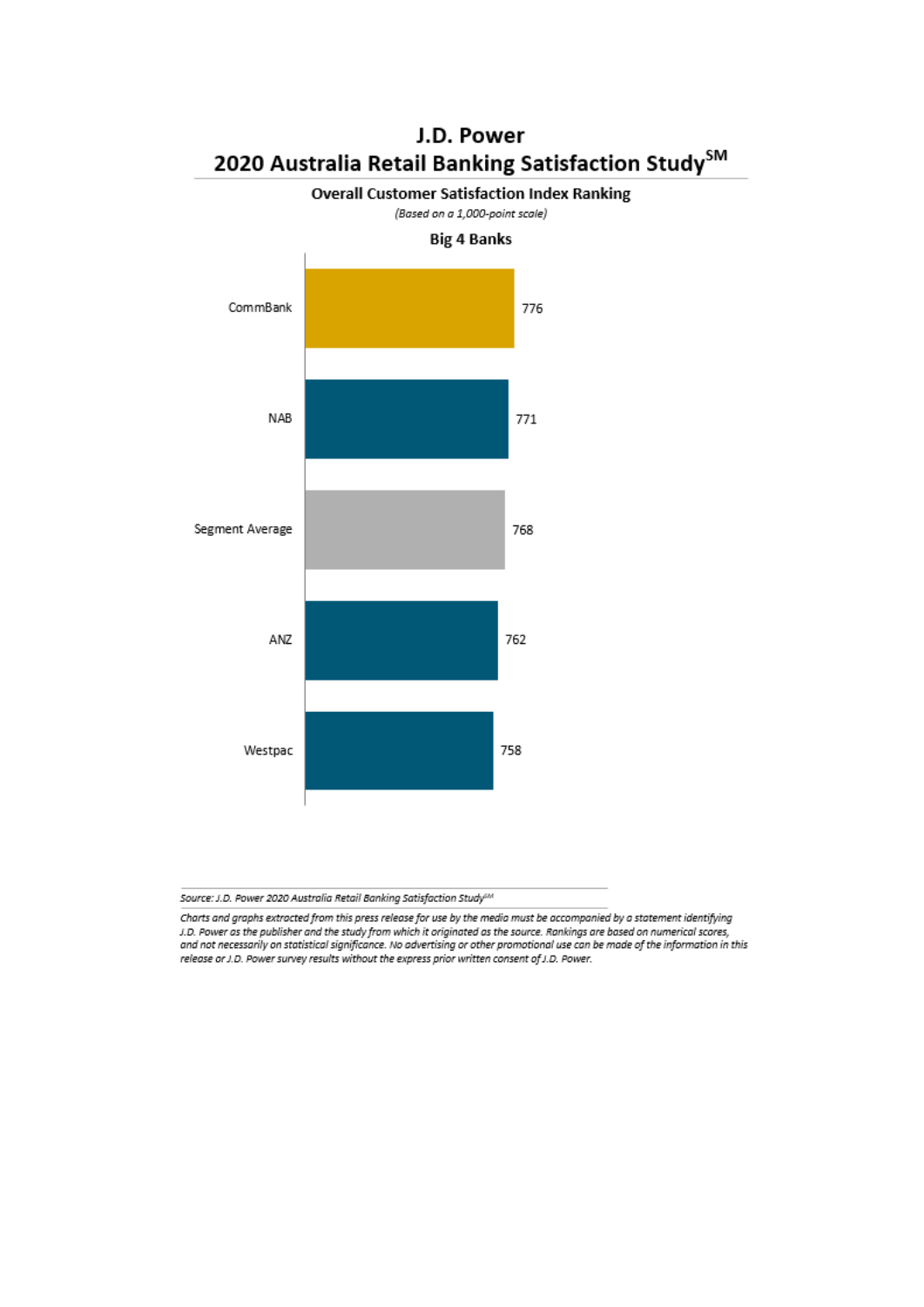# J.D. Power
## 2020 Australia Retail Banking Satisfaction Study[SM]

**Overall Customer Satisfaction Index Ranking**

*(Based on a 1,000-point scale)*

**Big 4 Banks**

CommBank
776
NAB
771
Segment Average
768
ANZ
762
Westpac
758

*Source: J.D. Power 2020 Australia Retail Banking Satisfaction Study[SM]*

*Charts and graphs extracted from this press release for use by the media must be accompanied by a statement identifying J.D. Power as the publisher and the study from which it originated as the source. Rankings are based on numerical scores, and not necessarily on statistical significance. No advertising or other promotional use can be made of the information in this release or J.D. Power survey results without the express prior written consent of J.D. Power.*